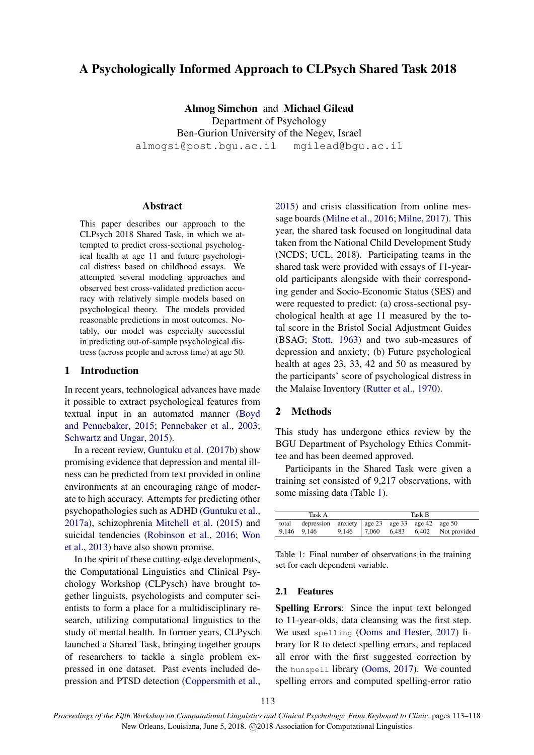# A Psychologically Informed Approach to CLPsych Shared Task 2018

**Almog Simchon** and **Michael Gilead**
Department of Psychology
Ben-Gurion University of the Negev, Israel
`almogsi@post.bgu.ac.il` `mgilead@bgu.ac.il`

## Abstract

This paper describes our approach to the CLPsych 2018 Shared Task, in which we attempted to predict cross-sectional psychological health at age 11 and future psychological distress based on childhood essays. We attempted several modeling approaches and observed best cross-validated prediction accuracy with relatively simple models based on psychological theory. The models provided reasonable predictions in most outcomes. Notably, our model was especially successful in predicting out-of-sample psychological distress (across people and across time) at age 50.

## 1 Introduction

In recent years, technological advances have made it possible to extract psychological features from textual input in an automated manner (Boyd and Pennebaker, 2015; Pennebaker et al., 2003; Schwartz and Ungar, 2015).

In a recent review, Guntuku et al. (2017b) show promising evidence that depression and mental illness can be predicted from text provided in online environments at an encouraging range of moderate to high accuracy. Attempts for predicting other psychopathologies such as ADHD (Guntuku et al., 2017a), schizophrenia Mitchell et al. (2015) and suicidal tendencies (Robinson et al., 2016; Won et al., 2013) have also shown promise.

In the spirit of these cutting-edge developments, the Computational Linguistics and Clinical Psychology Workshop (CLPysch) have brought together linguists, psychologists and computer scientists to form a place for a multidisciplinary research, utilizing computational linguistics to the study of mental health. In former years, CLPysch launched a Shared Task, bringing together groups of researchers to tackle a single problem expressed in one dataset. Past events included depression and PTSD detection (Coppersmith et al., 2015) and crisis classification from online message boards (Milne et al., 2016; Milne, 2017). This year, the shared task focused on longitudinal data taken from the National Child Development Study (NCDS; UCL, 2018). Participating teams in the shared task were provided with essays of 11-year-old participants alongside with their corresponding gender and Socio-Economic Status (SES) and were requested to predict: (a) cross-sectional psychological health at age 11 measured by the total score in the Bristol Social Adjustment Guides (BSAG; Stott, 1963) and two sub-measures of depression and anxiety; (b) Future psychological health at ages 23, 33, 42 and 50 as measured by the participants' score of psychological distress in the Malaise Inventory (Rutter et al., 1970).

## 2 Methods

This study has undergone ethics review by the BGU Department of Psychology Ethics Committee and has been deemed approved.

Participants in the Shared Task were given a training set consisted of 9,217 observations, with some missing data (Table 1).

| Task A | | | Task B | | | |
|---|---|---|---|---|---|---|
| total | depression | anxiety | age 23 | age 33 | age 42 | age 50 |
| 9,146 | 9,146 | 9,146 | 7,060 | 6,483 | 6,402 | Not provided |

Table 1: Final number of observations in the training set for each dependent variable.

### 2.1 Features

**Spelling Errors**: Since the input text belonged to 11-year-olds, data cleansing was the first step. We used `spelling` (Ooms and Hester, 2017) library for R to detect spelling errors, and replaced all error with the first suggested correction by the `hunspell` library (Ooms, 2017). We counted spelling errors and computed spelling-error ratio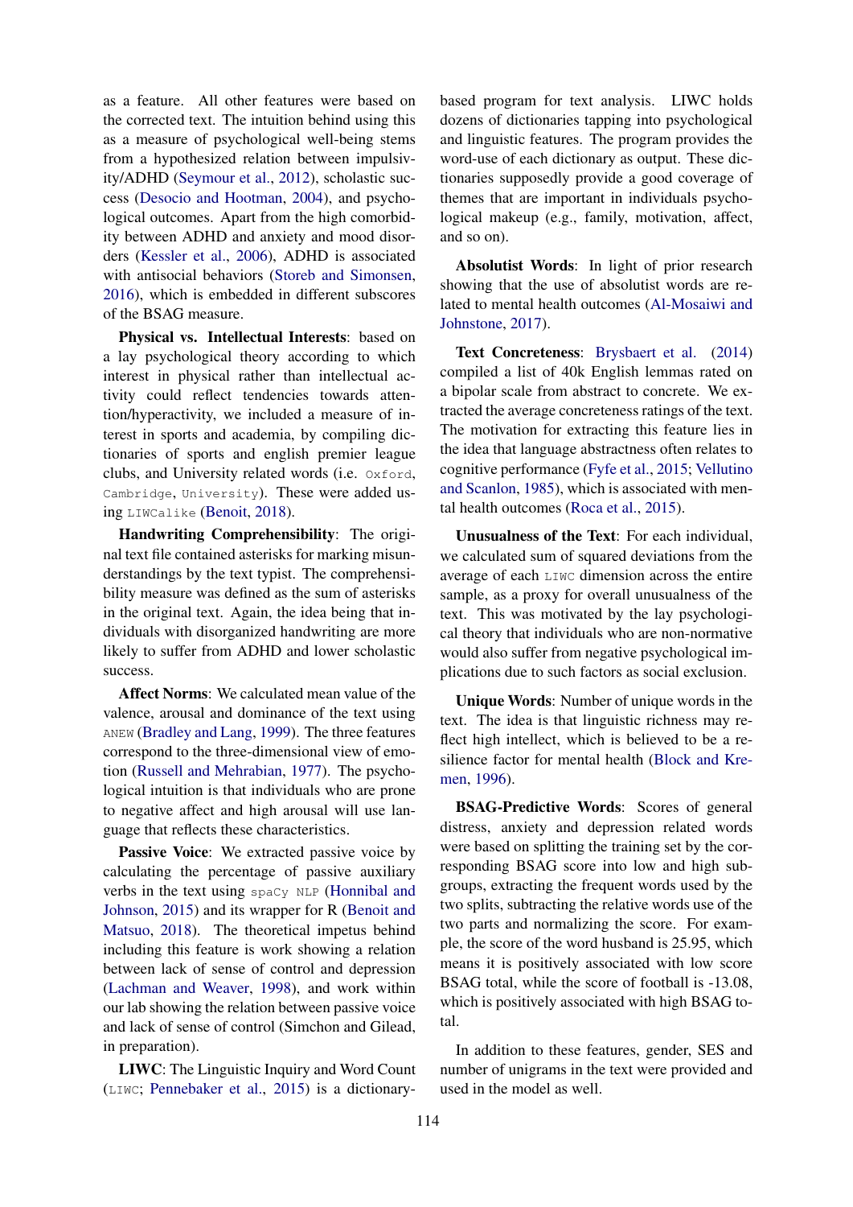as a feature. All other features were based on the corrected text. The intuition behind using this as a measure of psychological well-being stems from a hypothesized relation between impulsivity/ADHD (Seymour et al., 2012), scholastic success (Desocio and Hootman, 2004), and psychological outcomes. Apart from the high comorbidity between ADHD and anxiety and mood disorders (Kessler et al., 2006), ADHD is associated with antisocial behaviors (Storeb and Simonsen, 2016), which is embedded in different subscores of the BSAG measure.

**Physical vs. Intellectual Interests**: based on a lay psychological theory according to which interest in physical rather than intellectual activity could reflect tendencies towards attention/hyperactivity, we included a measure of interest in sports and academia, by compiling dictionaries of sports and english premier league clubs, and University related words (i.e. `Oxford`, `Cambridge`, `University`). These were added using `LIWCalike` (Benoit, 2018).

**Handwriting Comprehensibility**: The original text file contained asterisks for marking misunderstandings by the text typist. The comprehensibility measure was defined as the sum of asterisks in the original text. Again, the idea being that individuals with disorganized handwriting are more likely to suffer from ADHD and lower scholastic success.

**Affect Norms**: We calculated mean value of the valence, arousal and dominance of the text using ANEW (Bradley and Lang, 1999). The three features correspond to the three-dimensional view of emotion (Russell and Mehrabian, 1977). The psychological intuition is that individuals who are prone to negative affect and high arousal will use language that reflects these characteristics.

**Passive Voice**: We extracted passive voice by calculating the percentage of passive auxiliary verbs in the text using `spaCy NLP` (Honnibal and Johnson, 2015) and its wrapper for R (Benoit and Matsuo, 2018). The theoretical impetus behind including this feature is work showing a relation between lack of sense of control and depression (Lachman and Weaver, 1998), and work within our lab showing the relation between passive voice and lack of sense of control (Simchon and Gilead, in preparation).

**LIWC**: The Linguistic Inquiry and Word Count (LIWC; Pennebaker et al., 2015) is a dictionary-based program for text analysis. LIWC holds dozens of dictionaries tapping into psychological and linguistic features. The program provides the word-use of each dictionary as output. These dictionaries supposedly provide a good coverage of themes that are important in individuals psychological makeup (e.g., family, motivation, affect, and so on).

**Absolutist Words**: In light of prior research showing that the use of absolutist words are related to mental health outcomes (Al-Mosaiwi and Johnstone, 2017).

**Text Concreteness**: Brysbaert et al. (2014) compiled a list of 40k English lemmas rated on a bipolar scale from abstract to concrete. We extracted the average concreteness ratings of the text. The motivation for extracting this feature lies in the idea that language abstractness often relates to cognitive performance (Fyfe et al., 2015; Vellutino and Scanlon, 1985), which is associated with mental health outcomes (Roca et al., 2015).

**Unusualness of the Text**: For each individual, we calculated sum of squared deviations from the average of each LIWC dimension across the entire sample, as a proxy for overall unusualness of the text. This was motivated by the lay psychological theory that individuals who are non-normative would also suffer from negative psychological implications due to such factors as social exclusion.

**Unique Words**: Number of unique words in the text. The idea is that linguistic richness may reflect high intellect, which is believed to be a resilience factor for mental health (Block and Kremen, 1996).

**BSAG-Predictive Words**: Scores of general distress, anxiety and depression related words were based on splitting the training set by the corresponding BSAG score into low and high subgroups, extracting the frequent words used by the two splits, subtracting the relative words use of the two parts and normalizing the score. For example, the score of the word husband is 25.95, which means it is positively associated with low score BSAG total, while the score of football is -13.08, which is positively associated with high BSAG total.

In addition to these features, gender, SES and number of unigrams in the text were provided and used in the model as well.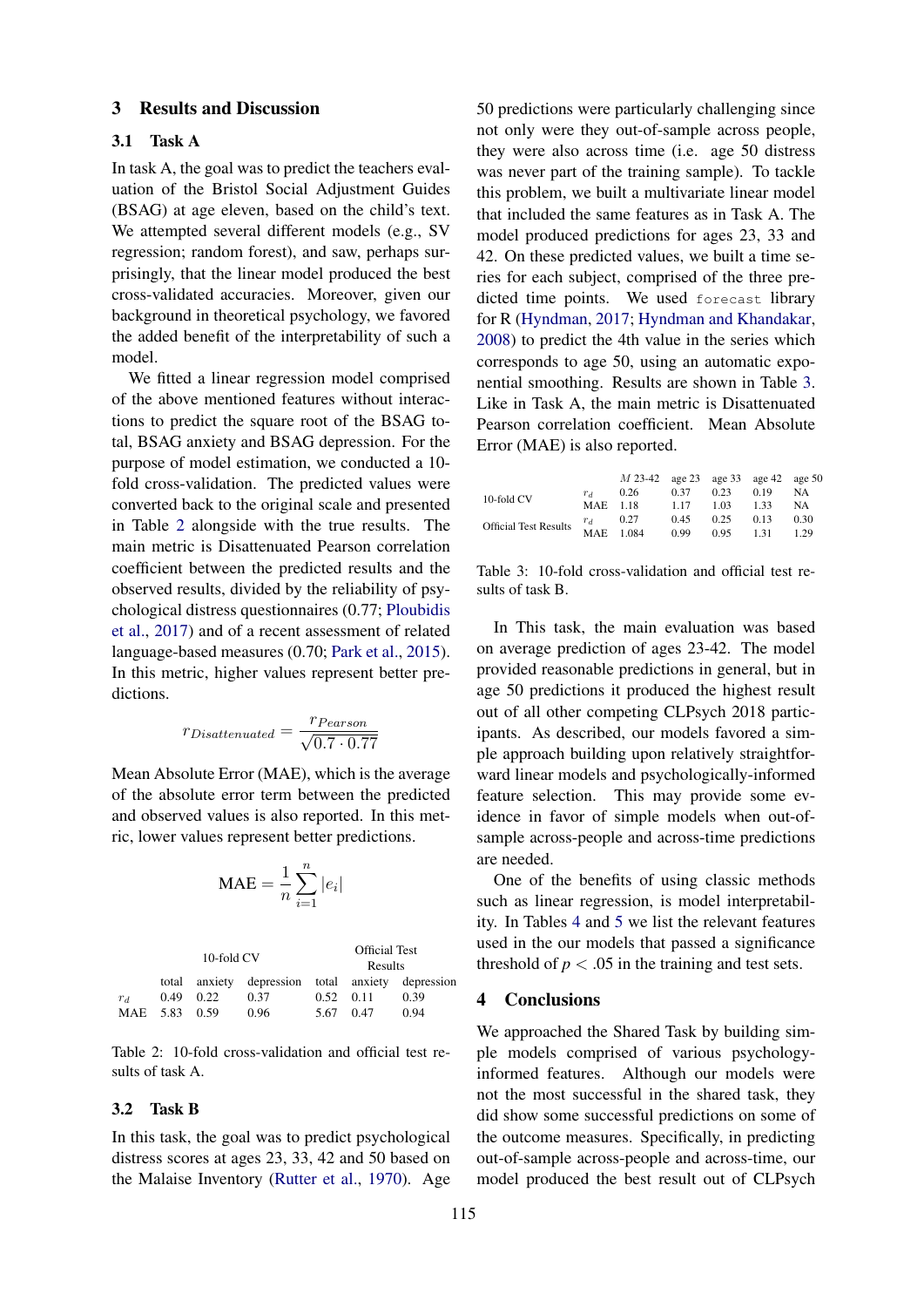## 3 Results and Discussion

### 3.1 Task A

In task A, the goal was to predict the teachers evaluation of the Bristol Social Adjustment Guides (BSAG) at age eleven, based on the child's text. We attempted several different models (e.g., SV regression; random forest), and saw, perhaps surprisingly, that the linear model produced the best cross-validated accuracies. Moreover, given our background in theoretical psychology, we favored the added benefit of the interpretability of such a model.

We fitted a linear regression model comprised of the above mentioned features without interactions to predict the square root of the BSAG total, BSAG anxiety and BSAG depression. For the purpose of model estimation, we conducted a 10-fold cross-validation. The predicted values were converted back to the original scale and presented in Table 2 alongside with the true results. The main metric is Disattenuated Pearson correlation coefficient between the predicted results and the observed results, divided by the reliability of psychological distress questionnaires (0.77; Ploubidis et al., 2017) and of a recent assessment of related language-based measures (0.70; Park et al., 2015). In this metric, higher values represent better predictions.

$$r_{Disattenuated} = \frac{r_{Pearson}}{\sqrt{0.7 \cdot 0.77}}$$

Mean Absolute Error (MAE), which is the average of the absolute error term between the predicted and observed values is also reported. In this metric, lower values represent better predictions.

$$\text{MAE} = \frac{1}{n}\sum_{i=1}^{n}|e_i|$$

| | 10-fold CV | | | Official Test Results | | |
|---|---|---|---|---|---|---|
| | total | anxiety | depression | total | anxiety | depression |
| $r_d$ | 0.49 | 0.22 | 0.37 | 0.52 | 0.11 | 0.39 |
| MAE | 5.83 | 0.59 | 0.96 | 5.67 | 0.47 | 0.94 |

Table 2: 10-fold cross-validation and official test results of task A.

### 3.2 Task B

In this task, the goal was to predict psychological distress scores at ages 23, 33, 42 and 50 based on the Malaise Inventory (Rutter et al., 1970). Age 50 predictions were particularly challenging since not only were they out-of-sample across people, they were also across time (i.e. age 50 distress was never part of the training sample). To tackle this problem, we built a multivariate linear model that included the same features as in Task A. The model produced predictions for ages 23, 33 and 42. On these predicted values, we built a time series for each subject, comprised of the three predicted time points. We used `forecast` library for R (Hyndman, 2017; Hyndman and Khandakar, 2008) to predict the 4th value in the series which corresponds to age 50, using an automatic exponential smoothing. Results are shown in Table 3. Like in Task A, the main metric is Disattenuated Pearson correlation coefficient. Mean Absolute Error (MAE) is also reported.

| | | *M* 23-42 | age 23 | age 33 | age 42 | age 50 |
|---|---|---|---|---|---|---|
| 10-fold CV | $r_d$ | 0.26 | 0.37 | 0.23 | 0.19 | NA |
| | MAE | 1.18 | 1.17 | 1.03 | 1.33 | NA |
| Official Test Results | $r_d$ | 0.27 | 0.45 | 0.25 | 0.13 | 0.30 |
| | MAE | 1.084 | 0.99 | 0.95 | 1.31 | 1.29 |

Table 3: 10-fold cross-validation and official test results of task B.

In This task, the main evaluation was based on average prediction of ages 23-42. The model provided reasonable predictions in general, but in age 50 predictions it produced the highest result out of all other competing CLPsych 2018 participants. As described, our models favored a simple approach building upon relatively straightforward linear models and psychologically-informed feature selection. This may provide some evidence in favor of simple models when out-of-sample across-people and across-time predictions are needed.

One of the benefits of using classic methods such as linear regression, is model interpretability. In Tables 4 and 5 we list the relevant features used in the our models that passed a significance threshold of $p < .05$ in the training and test sets.

## 4 Conclusions

We approached the Shared Task by building simple models comprised of various psychology-informed features. Although our models were not the most successful in the shared task, they did show some successful predictions on some of the outcome measures. Specifically, in predicting out-of-sample across-people and across-time, our model produced the best result out of CLPsych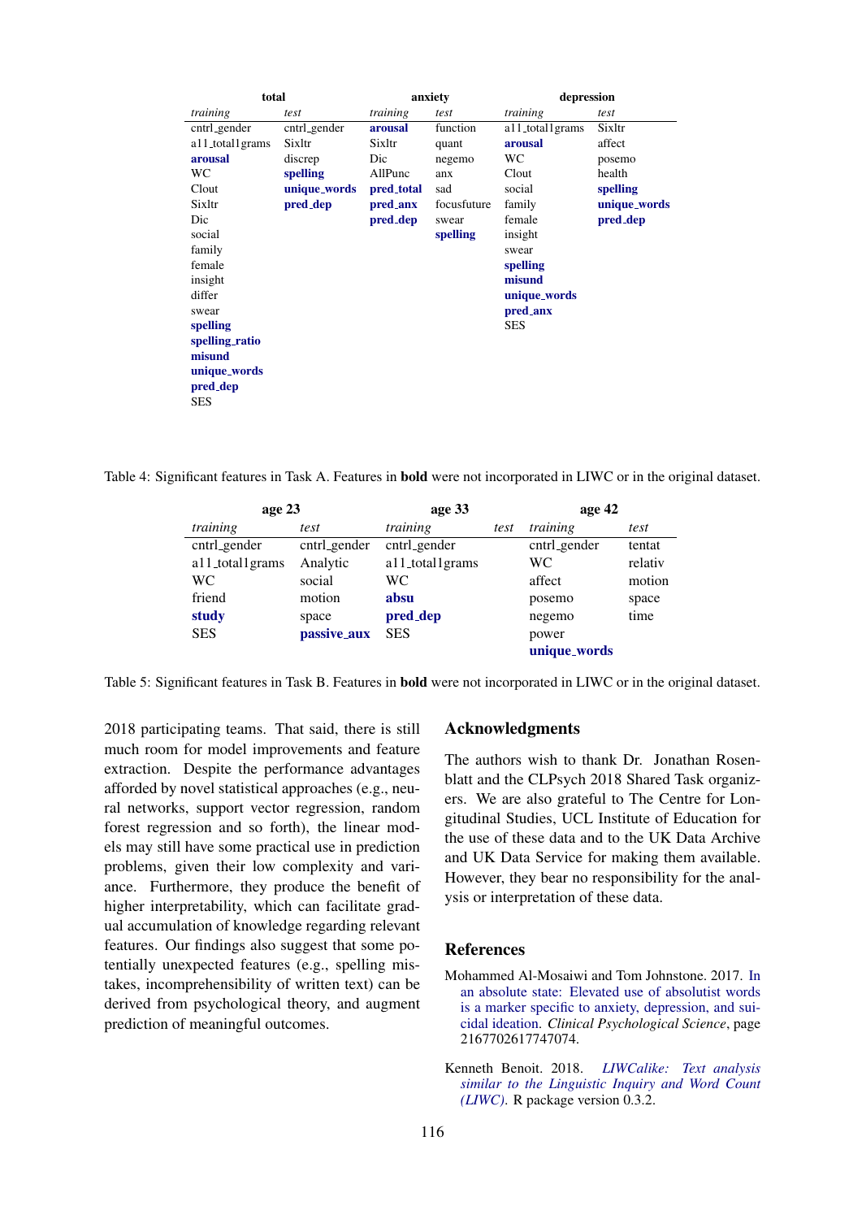| total | | anxiety | | depression | |
|---|---|---|---|---|---|
| *training* | *test* | *training* | *test* | *training* | *test* |
| cntrl_gender | cntrl_gender | **arousal** | function | a11_total1grams | Sixltr |
| a11_total1grams | Sixltr | Sixltr | quant | **arousal** | affect |
| **arousal** | discrep | Dic | negemo | WC | posemo |
| WC | **spelling** | AllPunc | anx | Clout | health |
| Clout | **unique_words** | **pred_total** | sad | social | **spelling** |
| Sixltr | **pred_dep** | **pred_anx** | focusfuture | family | **unique_words** |
| Dic | | **pred_dep** | swear | female | **pred_dep** |
| social | | | **spelling** | insight | |
| family | | | | swear | |
| female | | | | **spelling** | |
| insight | | | | **misund** | |
| differ | | | | **unique_words** | |
| swear | | | | **pred_anx** | |
| **spelling** | | | | SES | |
| **spelling_ratio** | | | | | |
| **misund** | | | | | |
| **unique_words** | | | | | |
| **pred_dep** | | | | | |
| SES | | | | | |

Table 4: Significant features in Task A. Features in **bold** were not incorporated in LIWC or in the original dataset.

| age 23 | | age 33 | | age 42 | |
|---|---|---|---|---|---|
| *training* | *test* | *training* | *test* | *training* | *test* |
| cntrl_gender | cntrl_gender | cntrl_gender | | cntrl_gender | tentat |
| a11_total1grams | Analytic | a11_total1grams | | WC | relativ |
| WC | social | WC | | affect | motion |
| friend | motion | **absu** | | posemo | space |
| **study** | space | **pred_dep** | | negemo | time |
| SES | **passive_aux** | SES | | power | |
| | | | | **unique_words** | |

Table 5: Significant features in Task B. Features in **bold** were not incorporated in LIWC or in the original dataset.

2018 participating teams. That said, there is still much room for model improvements and feature extraction. Despite the performance advantages afforded by novel statistical approaches (e.g., neural networks, support vector regression, random forest regression and so forth), the linear models may still have some practical use in prediction problems, given their low complexity and variance. Furthermore, they produce the benefit of higher interpretability, which can facilitate gradual accumulation of knowledge regarding relevant features. Our findings also suggest that some potentially unexpected features (e.g., spelling mistakes, incomprehensibility of written text) can be derived from psychological theory, and augment prediction of meaningful outcomes.

## Acknowledgments

The authors wish to thank Dr. Jonathan Rosenblatt and the CLPsych 2018 Shared Task organizers. We are also grateful to The Centre for Longitudinal Studies, UCL Institute of Education for the use of these data and to the UK Data Archive and UK Data Service for making them available. However, they bear no responsibility for the analysis or interpretation of these data.

## References

Mohammed Al-Mosaiwi and Tom Johnstone. 2017. In an absolute state: Elevated use of absolutist words is a marker specific to anxiety, depression, and suicidal ideation. *Clinical Psychological Science*, page 2167702617747074.

Kenneth Benoit. 2018. *LIWCalike: Text analysis similar to the Linguistic Inquiry and Word Count (LIWC)*. R package version 0.3.2.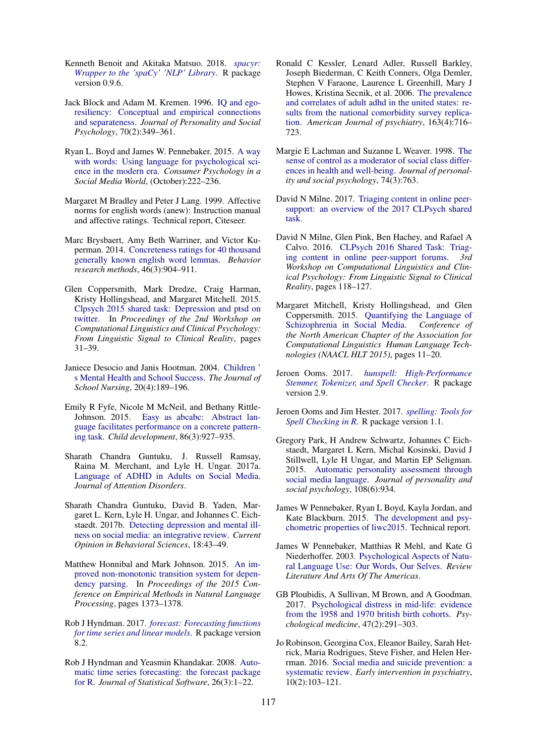Kenneth Benoit and Akitaka Matsuo. 2018. *spacyr: Wrapper to the 'spaCy' 'NLP' Library*. R package version 0.9.6.

Jack Block and Adam M. Kremen. 1996. IQ and ego-resiliency: Conceptual and empirical connections and separateness. *Journal of Personality and Social Psychology*, 70(2):349–361.

Ryan L. Boyd and James W. Pennebaker. 2015. A way with words: Using language for psychological science in the modern era. *Consumer Psychology in a Social Media World*, (October):222–236.

Margaret M Bradley and Peter J Lang. 1999. Affective norms for english words (anew): Instruction manual and affective ratings. Technical report, Citeseer.

Marc Brysbaert, Amy Beth Warriner, and Victor Kuperman. 2014. Concreteness ratings for 40 thousand generally known english word lemmas. *Behavior research methods*, 46(3):904–911.

Glen Coppersmith, Mark Dredze, Craig Harman, Kristy Hollingshead, and Margaret Mitchell. 2015. Clpsych 2015 shared task: Depression and ptsd on twitter. In *Proceedings of the 2nd Workshop on Computational Linguistics and Clinical Psychology: From Linguistic Signal to Clinical Reality*, pages 31–39.

Janiece Desocio and Janis Hootman. 2004. Children ' s Mental Health and School Success. *The Journal of School Nursing*, 20(4):189–196.

Emily R Fyfe, Nicole M McNeil, and Bethany Rittle-Johnson. 2015. Easy as abcabc: Abstract language facilitates performance on a concrete patterning task. *Child development*, 86(3):927–935.

Sharath Chandra Guntuku, J. Russell Ramsay, Raina M. Merchant, and Lyle H. Ungar. 2017a. Language of ADHD in Adults on Social Media. *Journal of Attention Disorders*.

Sharath Chandra Guntuku, David B. Yaden, Margaret L. Kern, Lyle H. Ungar, and Johannes C. Eichstaedt. 2017b. Detecting depression and mental illness on social media: an integrative review. *Current Opinion in Behavioral Sciences*, 18:43–49.

Matthew Honnibal and Mark Johnson. 2015. An improved non-monotonic transition system for dependency parsing. In *Proceedings of the 2015 Conference on Empirical Methods in Natural Language Processing*, pages 1373–1378.

Rob J Hyndman. 2017. *forecast: Forecasting functions for time series and linear models*. R package version 8.2.

Rob J Hyndman and Yeasmin Khandakar. 2008. Automatic time series forecasting: the forecast package for R. *Journal of Statistical Software*, 26(3):1–22.

Ronald C Kessler, Lenard Adler, Russell Barkley, Joseph Biederman, C Keith Conners, Olga Demler, Stephen V Faraone, Laurence L Greenhill, Mary J Howes, Kristina Secnik, et al. 2006. The prevalence and correlates of adult adhd in the united states: results from the national comorbidity survey replication. *American Journal of psychiatry*, 163(4):716–723.

Margie E Lachman and Suzanne L Weaver. 1998. The sense of control as a moderator of social class differences in health and well-being. *Journal of personality and social psychology*, 74(3):763.

David N Milne. 2017. Triaging content in online peer-support: an overview of the 2017 CLPsych shared task.

David N Milne, Glen Pink, Ben Hachey, and Rafael A Calvo. 2016. CLPsych 2016 Shared Task: Triaging content in online peer-support forums. *3rd Workshop on Computational Linguistics and Clinical Psychology: From Linguistic Signal to Clinical Reality*, pages 118–127.

Margaret Mitchell, Kristy Hollingshead, and Glen Coppersmith. 2015. Quantifying the Language of Schizophrenia in Social Media. *Conference of the North American Chapter of the Association for Computational Linguistics Human Language Technologies (NAACL HLT 2015)*, pages 11–20.

Jeroen Ooms. 2017. *hunspell: High-Performance Stemmer, Tokenizer, and Spell Checker*. R package version 2.9.

Jeroen Ooms and Jim Hester. 2017. *spelling: Tools for Spell Checking in R*. R package version 1.1.

Gregory Park, H Andrew Schwartz, Johannes C Eichstaedt, Margaret L Kern, Michal Kosinski, David J Stillwell, Lyle H Ungar, and Martin EP Seligman. 2015. Automatic personality assessment through social media language. *Journal of personality and social psychology*, 108(6):934.

James W Pennebaker, Ryan L Boyd, Kayla Jordan, and Kate Blackburn. 2015. The development and psychometric properties of liwc2015. Technical report.

James W Pennebaker, Matthias R Mehl, and Kate G Niederhoffer. 2003. Psychological Aspects of Natural Language Use: Our Words, Our Selves. *Review Literature And Arts Of The Americas*.

GB Ploubidis, A Sullivan, M Brown, and A Goodman. 2017. Psychological distress in mid-life: evidence from the 1958 and 1970 british birth cohorts. *Psychological medicine*, 47(2):291–303.

Jo Robinson, Georgina Cox, Eleanor Bailey, Sarah Hetrick, Maria Rodrigues, Steve Fisher, and Helen Herrman. 2016. Social media and suicide prevention: a systematic review. *Early intervention in psychiatry*, 10(2):103–121.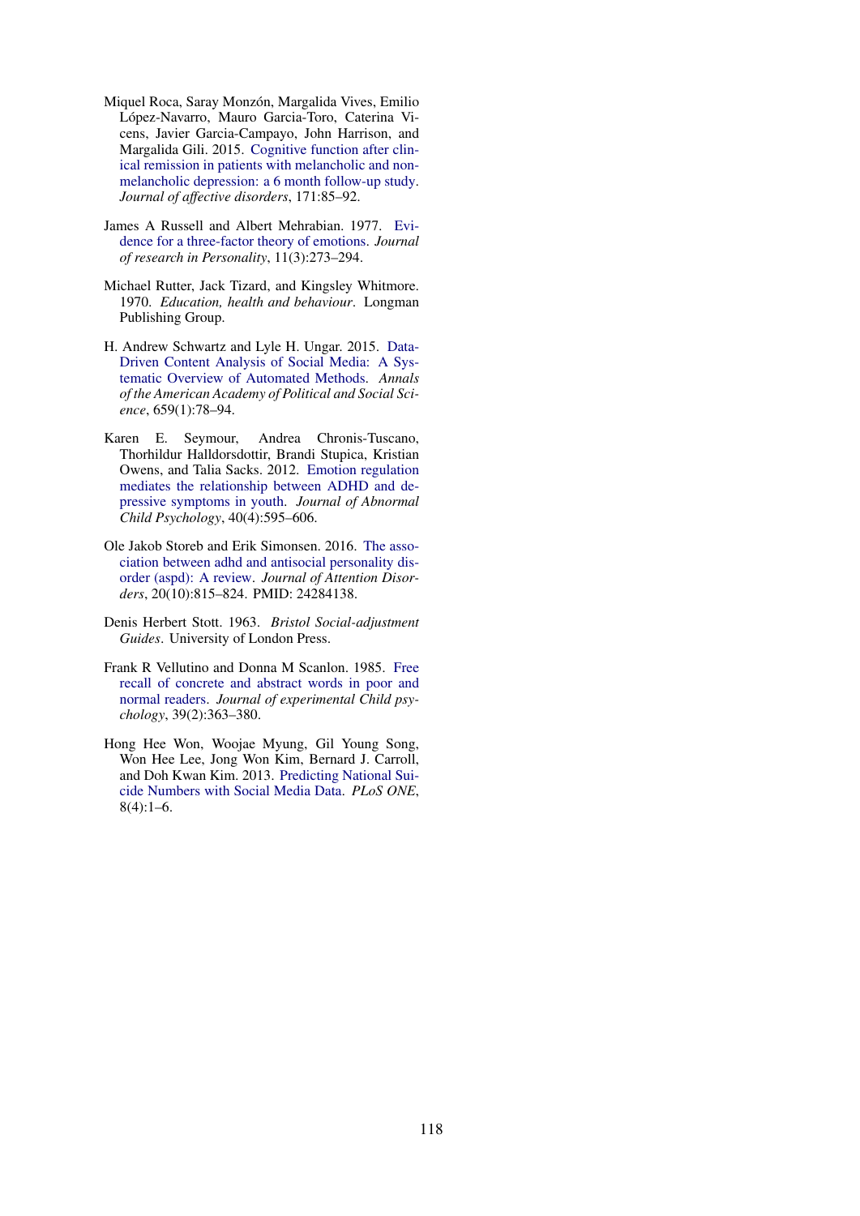Miquel Roca, Saray Monzón, Margalida Vives, Emilio López-Navarro, Mauro Garcia-Toro, Caterina Vicens, Javier Garcia-Campayo, John Harrison, and Margalida Gili. 2015. Cognitive function after clinical remission in patients with melancholic and non-melancholic depression: a 6 month follow-up study. *Journal of affective disorders*, 171:85–92.

James A Russell and Albert Mehrabian. 1977. Evidence for a three-factor theory of emotions. *Journal of research in Personality*, 11(3):273–294.

Michael Rutter, Jack Tizard, and Kingsley Whitmore. 1970. *Education, health and behaviour*. Longman Publishing Group.

H. Andrew Schwartz and Lyle H. Ungar. 2015. Data-Driven Content Analysis of Social Media: A Systematic Overview of Automated Methods. *Annals of the American Academy of Political and Social Science*, 659(1):78–94.

Karen E. Seymour, Andrea Chronis-Tuscano, Thorhildur Halldorsdottir, Brandi Stupica, Kristian Owens, and Talia Sacks. 2012. Emotion regulation mediates the relationship between ADHD and depressive symptoms in youth. *Journal of Abnormal Child Psychology*, 40(4):595–606.

Ole Jakob Storeb and Erik Simonsen. 2016. The association between adhd and antisocial personality disorder (aspd): A review. *Journal of Attention Disorders*, 20(10):815–824. PMID: 24284138.

Denis Herbert Stott. 1963. *Bristol Social-adjustment Guides*. University of London Press.

Frank R Vellutino and Donna M Scanlon. 1985. Free recall of concrete and abstract words in poor and normal readers. *Journal of experimental Child psychology*, 39(2):363–380.

Hong Hee Won, Woojae Myung, Gil Young Song, Won Hee Lee, Jong Won Kim, Bernard J. Carroll, and Doh Kwan Kim. 2013. Predicting National Suicide Numbers with Social Media Data. *PLoS ONE*, 8(4):1–6.